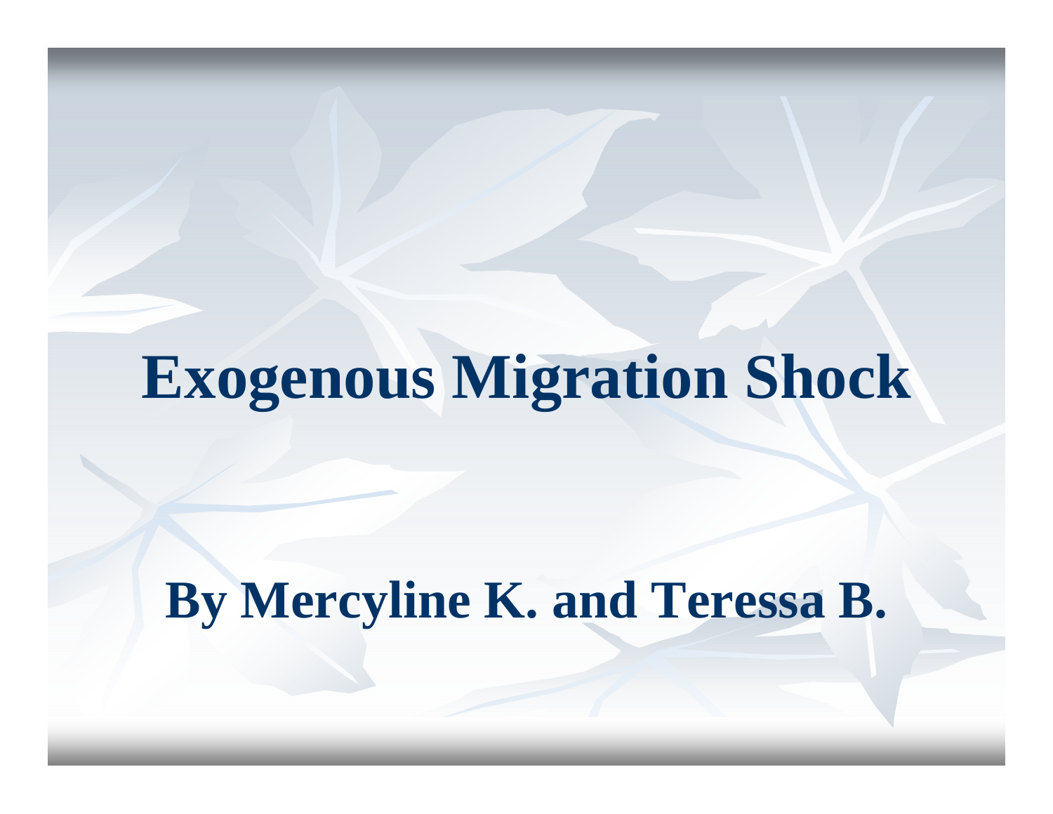# Exogenous Migration Shock

**By Mercyline K. and Teressa B.**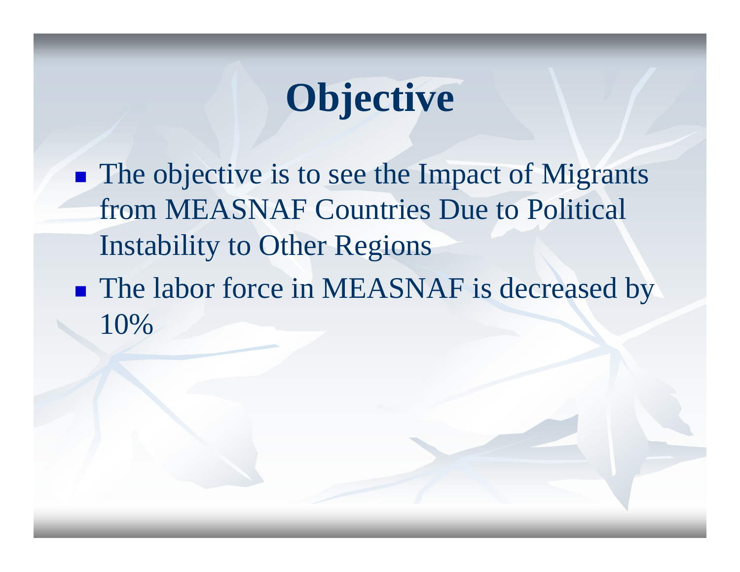# Objective

- The objective is to see the Impact of Migrants from MEASNAF Countries Due to Political Instability to Other Regions
- The labor force in MEASNAF is decreased by 10%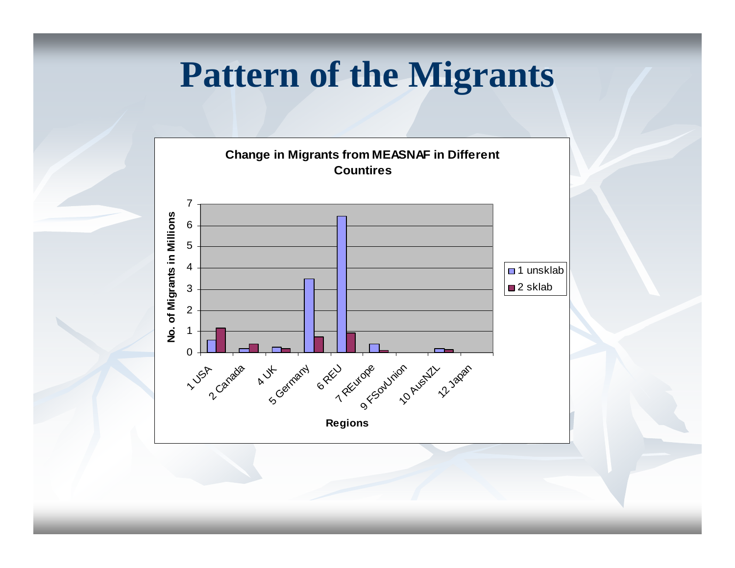# Pattern of the Migrants

**Change in Migrants from MEASNAF in Different Countires**

No. of Migrants in Millions

Regions

- 1 unsklab
- 2 sklab

1 USA, 2 Canada, 4 UK, 5 Germany, 6 REU, 7 REurope, 9 FSovUnion, 10 AusNZL, 12 Japan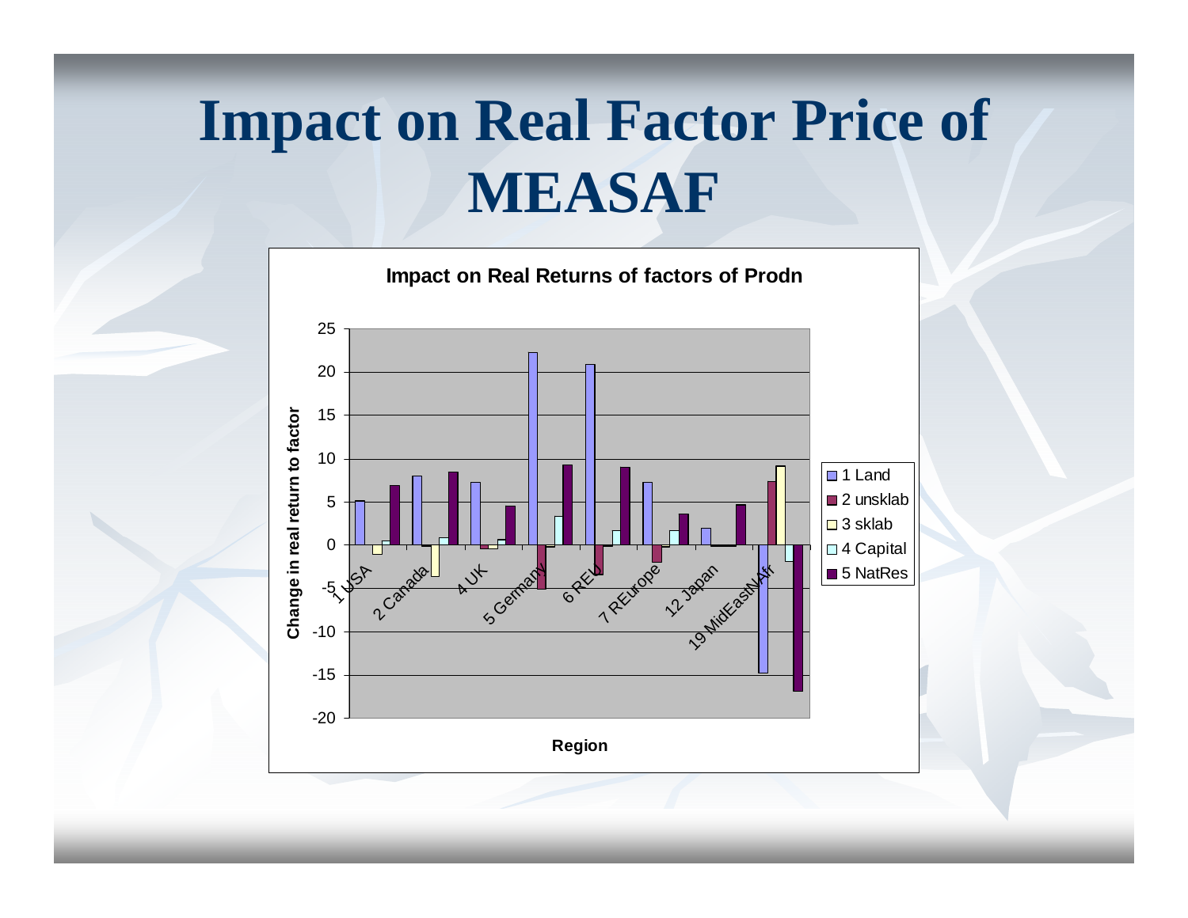# Impact on Real Factor Price of MEASAF

**Impact on Real Returns of factors of Prodn**

Change in real return to factor

25
20
15
10
5
0
-5
-10
-15
-20

1 USA, 2 Canada, 4 UK, 5 Germany, 6 REU, 7 REurope, 12 Japan, 19 MidEastNAfr

Region

- 1 Land
- 2 unsklab
- 3 sklab
- 4 Capital
- 5 NatRes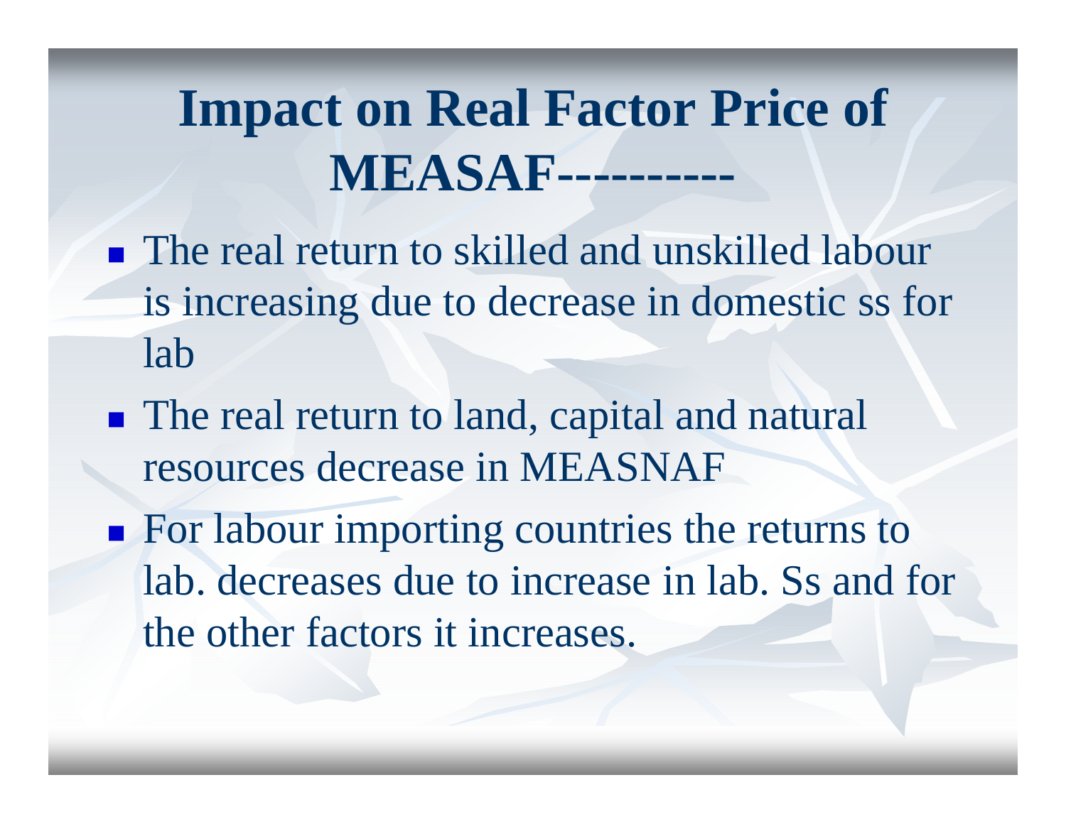# Impact on Real Factor Price of MEASAF----------

- The real return to skilled and unskilled labour is increasing due to decrease in domestic ss for lab
- The real return to land, capital and natural resources decrease in MEASNAF
- For labour importing countries the returns to lab. decreases due to increase in lab. Ss and for the other factors it increases.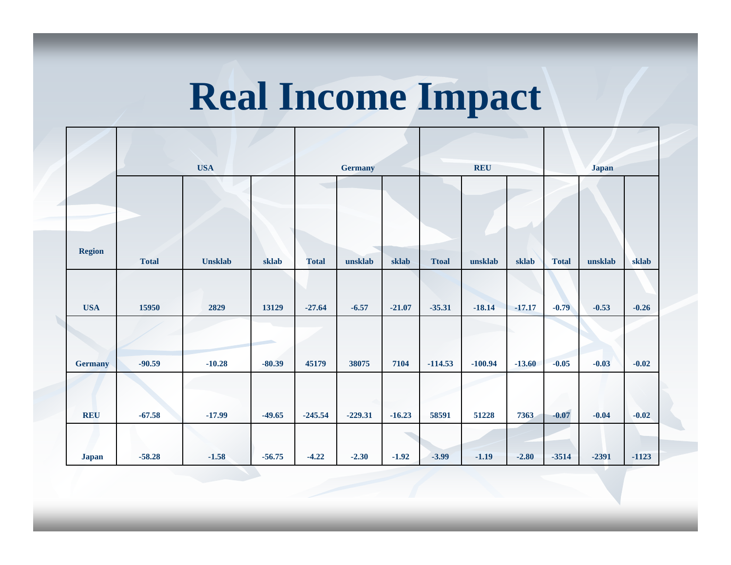# Real Income Impact

| Region | USA | | | Germany | | | REU | | | Japan | | |
|---|---|---|---|---|---|---|---|---|---|---|---|---|
| | Total | Unsklab | sklab | Total | unsklab | sklab | Ttoal | unsklab | sklab | Total | unsklab | sklab |
| USA | 15950 | 2829 | 13129 | -27.64 | -6.57 | -21.07 | -35.31 | -18.14 | -17.17 | -0.79 | -0.53 | -0.26 |
| Germany | -90.59 | -10.28 | -80.39 | 45179 | 38075 | 7104 | -114.53 | -100.94 | -13.60 | -0.05 | -0.03 | -0.02 |
| REU | -67.58 | -17.99 | -49.65 | -245.54 | -229.31 | -16.23 | 58591 | 51228 | 7363 | -0.07 | -0.04 | -0.02 |
| Japan | -58.28 | -1.58 | -56.75 | -4.22 | -2.30 | -1.92 | -3.99 | -1.19 | -2.80 | -3514 | -2391 | -1123 |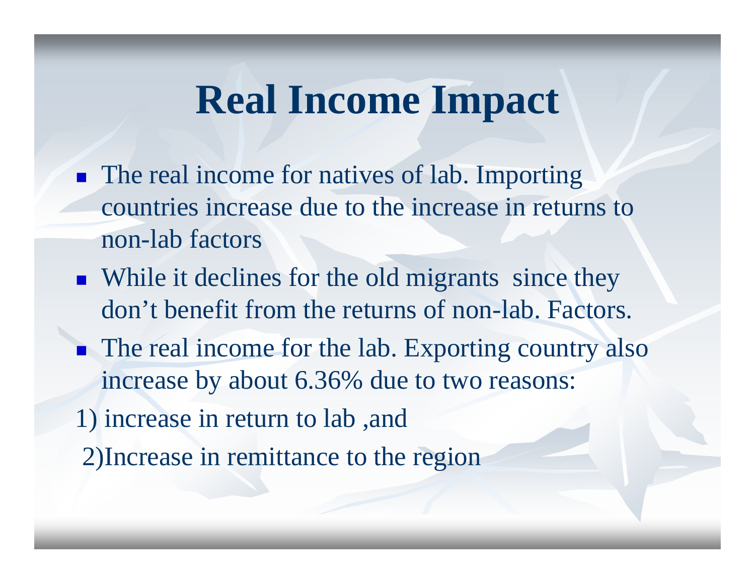# Real Income Impact

- The real income for natives of lab. Importing countries increase due to the increase in returns to non-lab factors
- While it declines for the old migrants since they don’t benefit from the returns of non-lab. Factors.
- The real income for the lab. Exporting country also increase by about 6.36% due to two reasons:

1) increase in return to lab ,and

2)Increase in remittance to the region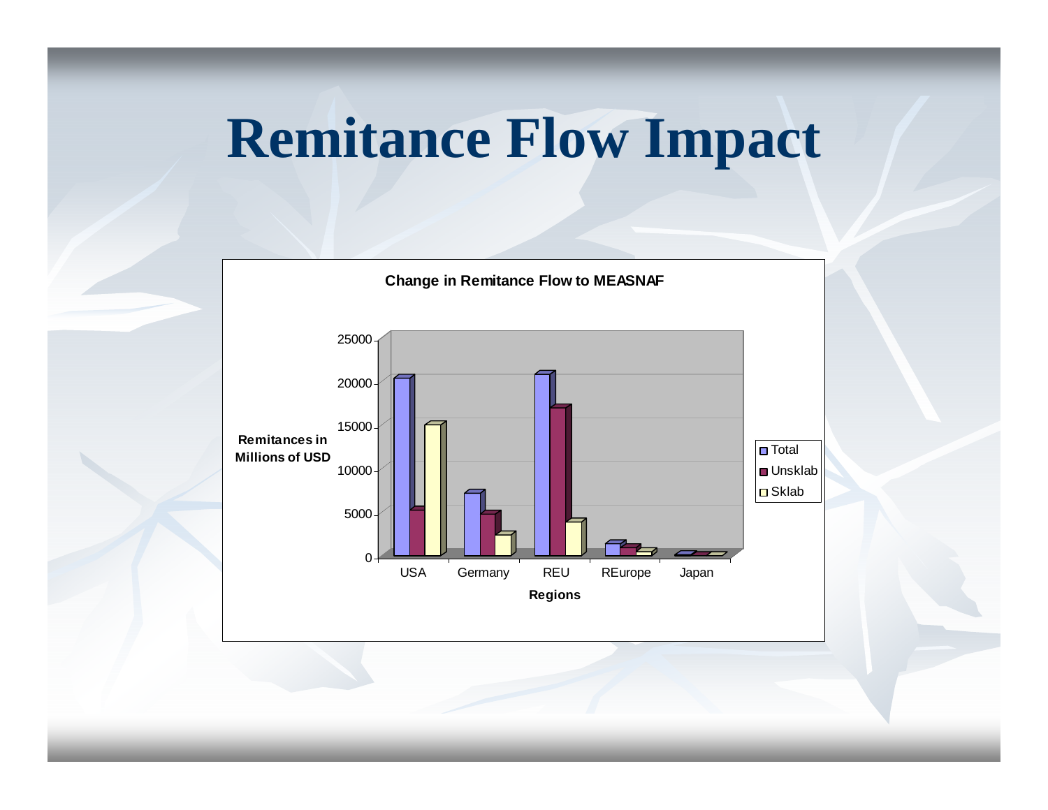# Remitance Flow Impact

Change in Remitance Flow to MEASNAF

Remitances in Millions of USD

25000
20000
15000
10000
5000
0

USA
Germany
REU
REurope
Japan

Regions

Total
Unsklab
Sklab